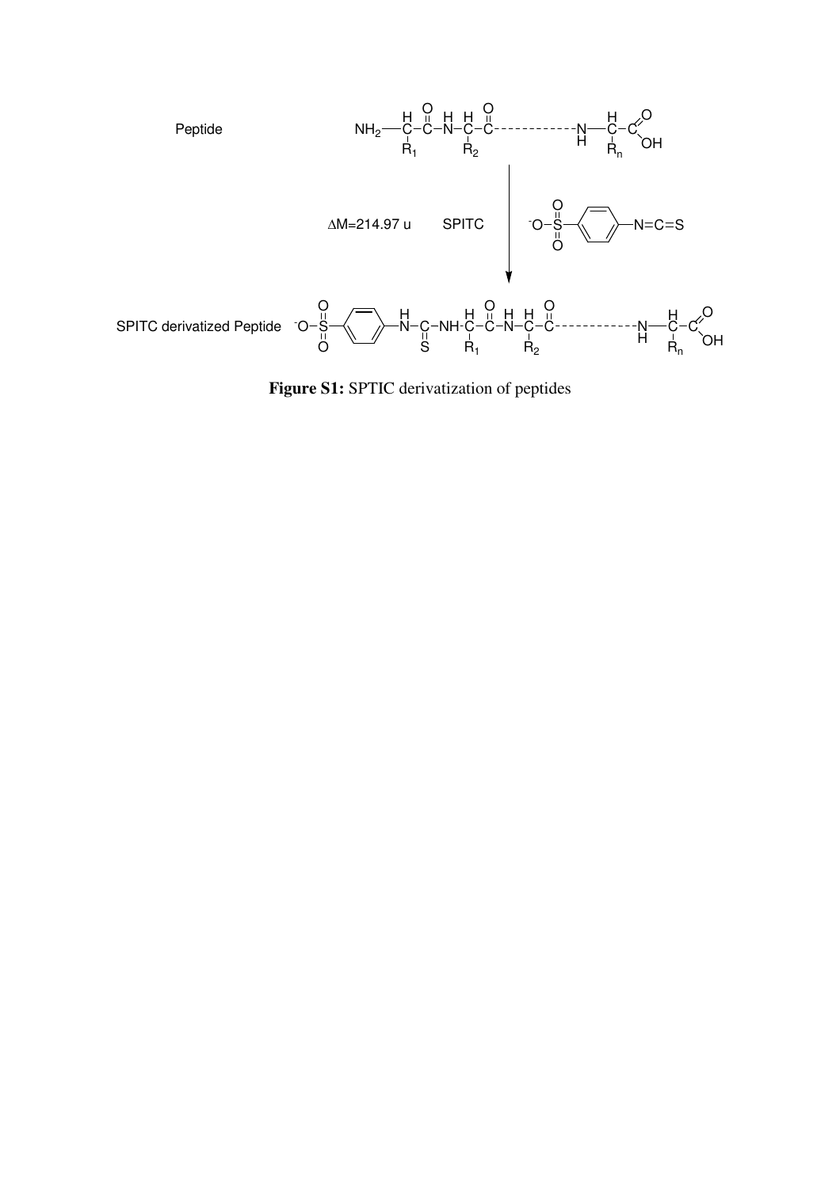Peptide

$\Delta M = 214.97$ u SPITC

SPITC derivatized Peptide

**Figure S1:** SPTIC derivatization of peptides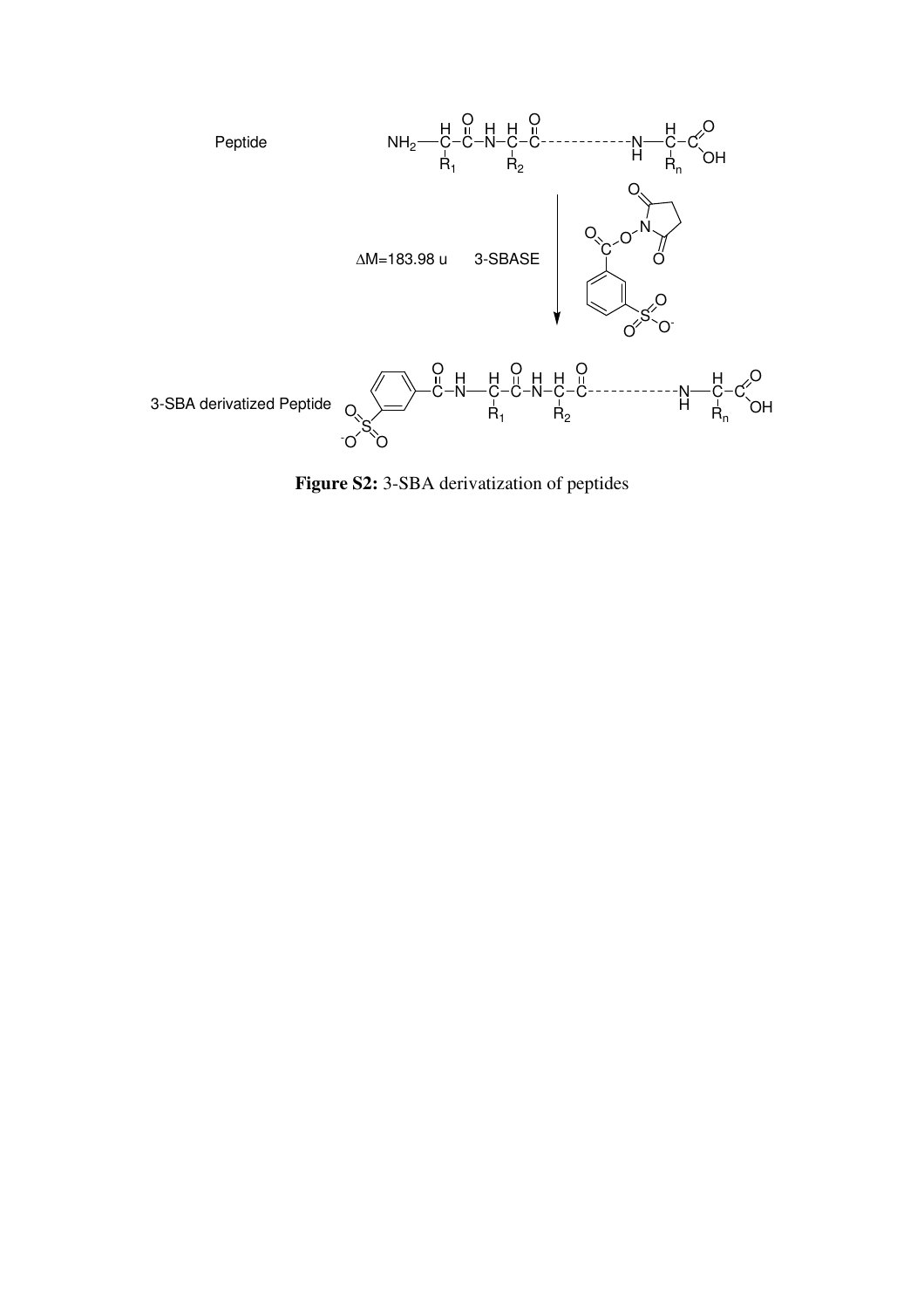Peptide

$\Delta$M=183.98 u 3-SBASE

3-SBA derivatized Peptide

**Figure S2:** 3-SBA derivatization of peptides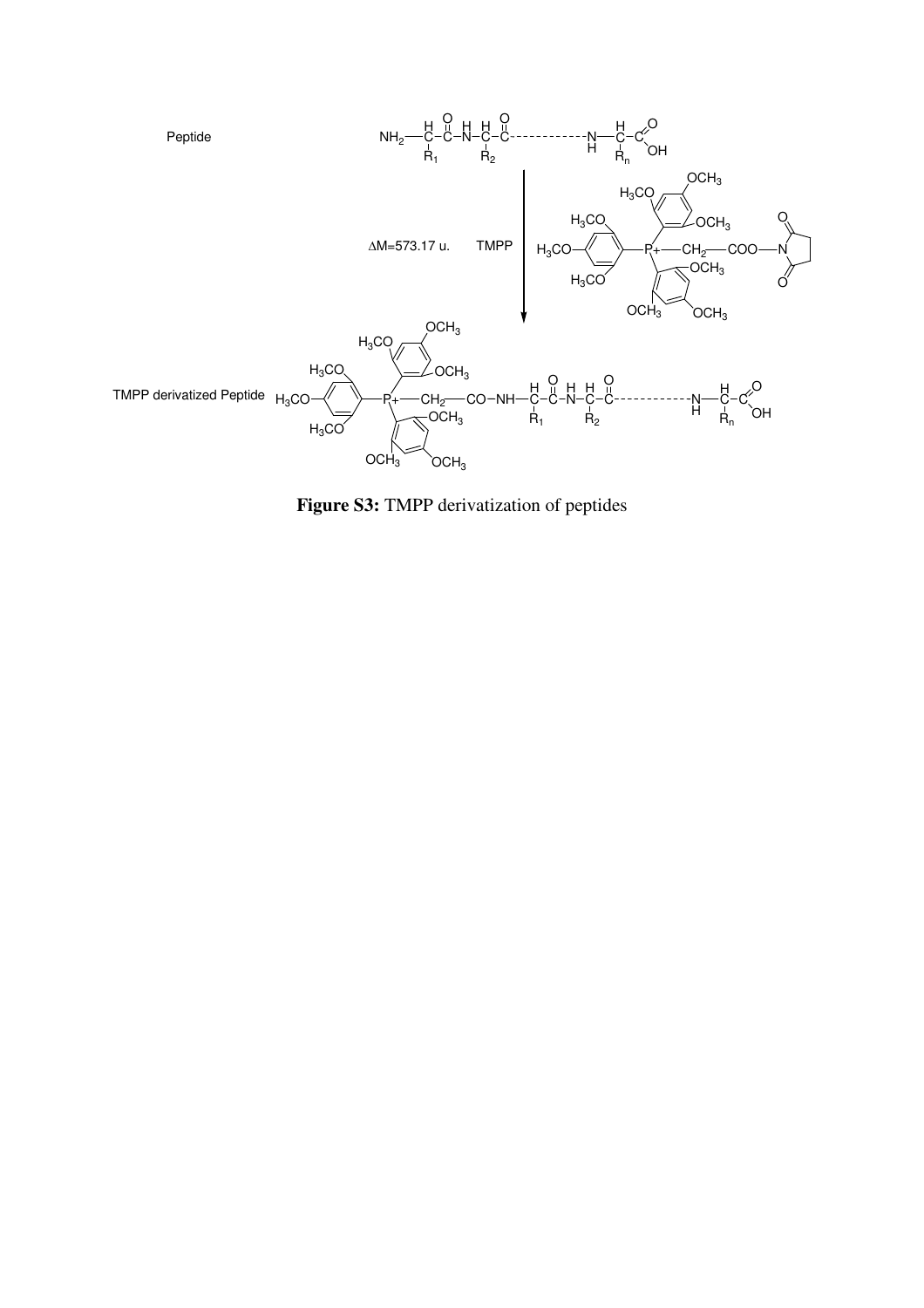Peptide

TMPP derivatized Peptide

$\Delta$M=573.17 u.    TMPP

**Figure S3:** TMPP derivatization of peptides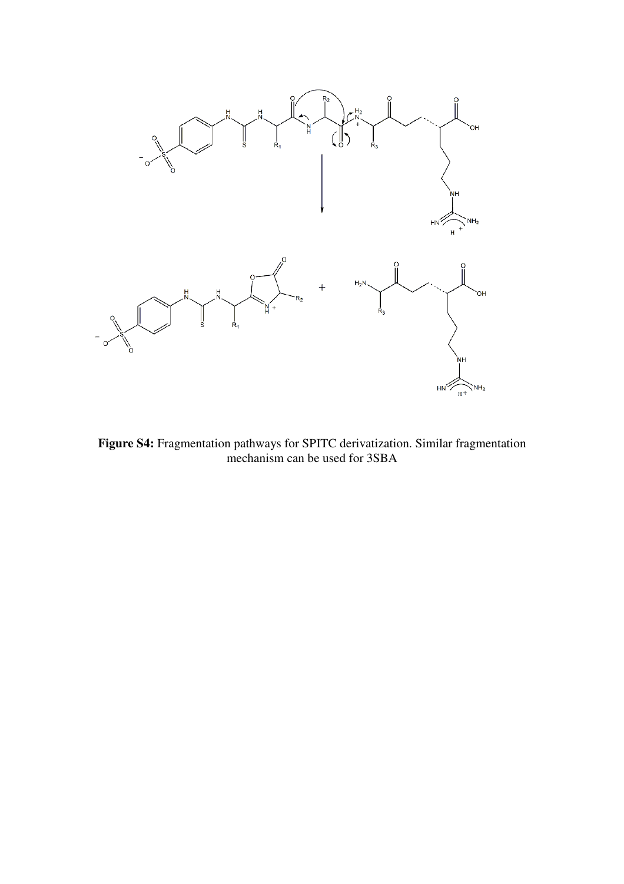**Figure S4:** Fragmentation pathways for SPITC derivatization. Similar fragmentation mechanism can be used for 3SBA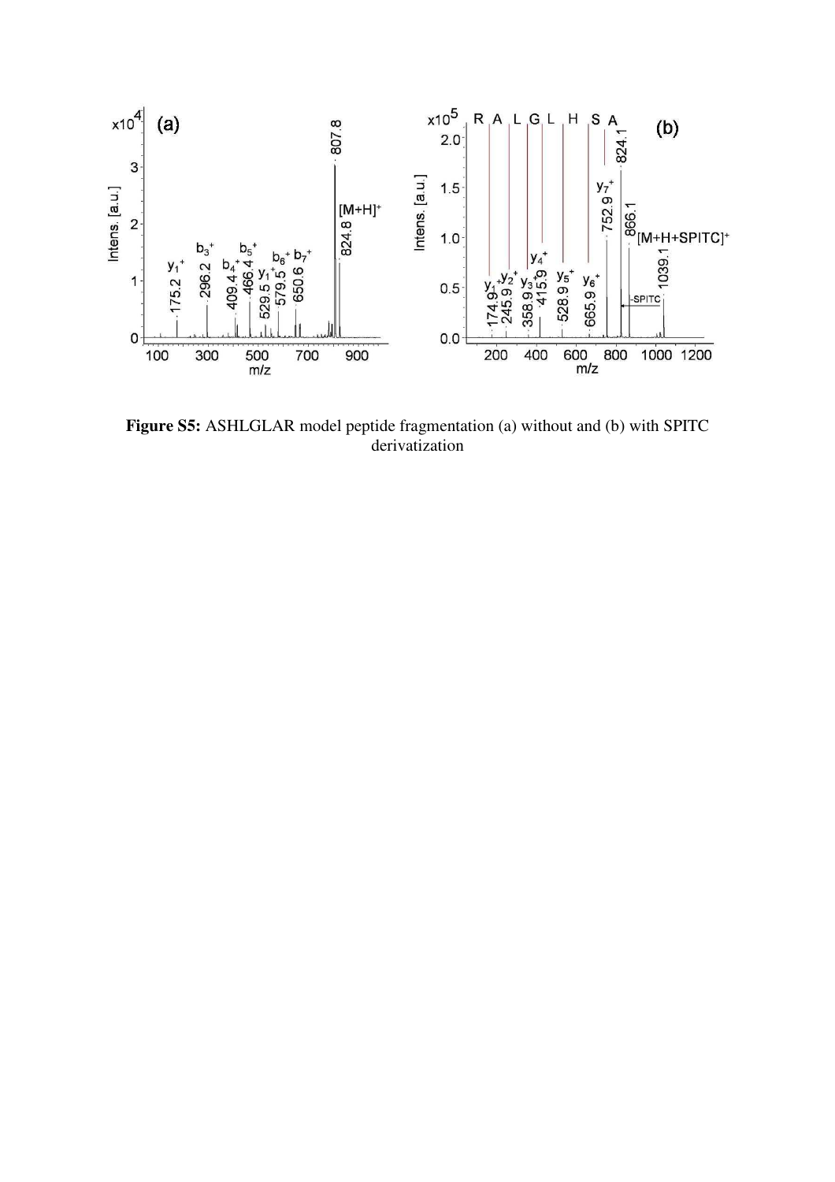(a)

x10^4

Intens. [a.u.]

y1+ 175.2

b3+ 296.2

b4+ 409.4

b5+ 466.4

y1+ 529.5

b6+ 579.5

b7+ 650.6

807.8

[M+H]+ 824.8

m/z

(b)

x10^5

R A L G L H S A

Intens. [a.u.]

y1+ 174.9

y2+ 245.9

y3+ 358.9

y4+ 415.9

y5+ 528.9

y6+ 665.9

y7+ 752.9

824.1

866.1

[M+H+SPITC]+ 1039.1

-SPITC

m/z

**Figure S5:** ASHLGLAR model peptide fragmentation (a) without and (b) with SPITC derivatization